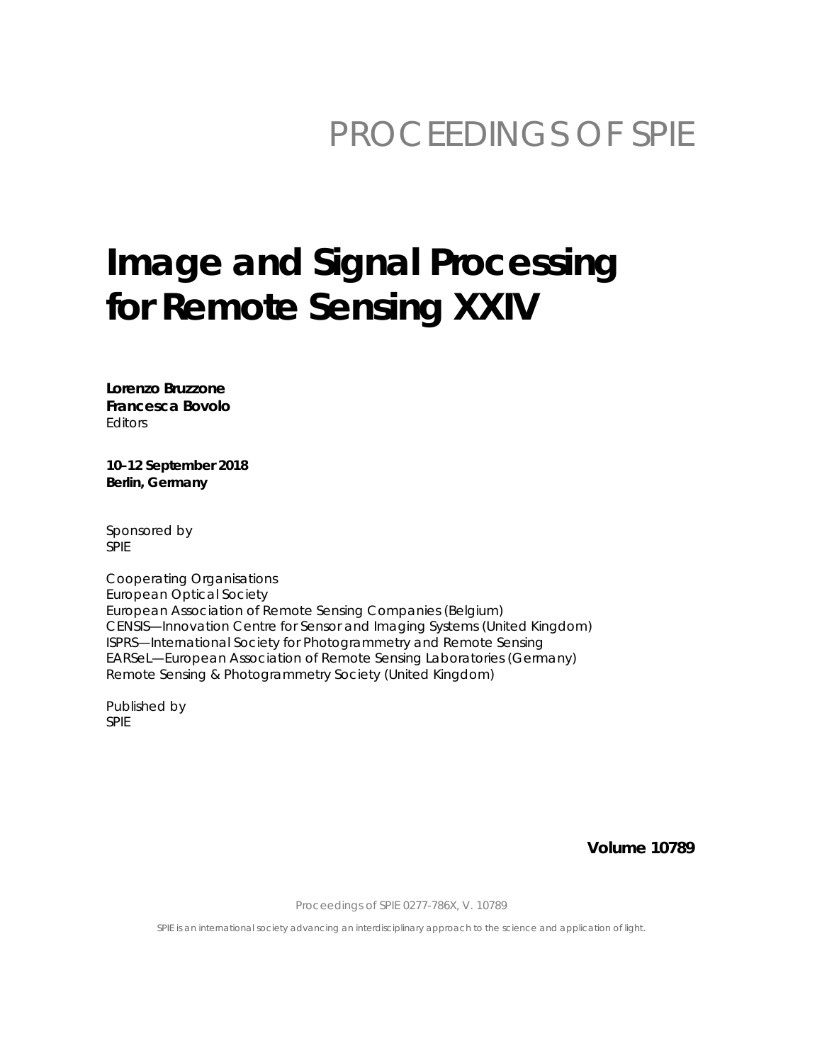PROCEEDINGS OF SPIE

# Image and Signal Processing for Remote Sensing XXIV

**Lorenzo Bruzzone**
**Francesca Bovolo**
Editors

**10–12 September 2018**
**Berlin, Germany**

Sponsored by
SPIE

Cooperating Organisations
European Optical Society
European Association of Remote Sensing Companies (Belgium)
CENSIS—Innovation Centre for Sensor and Imaging Systems (United Kingdom)
ISPRS—International Society for Photogrammetry and Remote Sensing
EARSeL—European Association of Remote Sensing Laboratories (Germany)
Remote Sensing & Photogrammetry Society (United Kingdom)

Published by
SPIE

**Volume 10789**

Proceedings of SPIE 0277-786X, V. 10789

SPIE is an international society advancing an interdisciplinary approach to the science and application of light.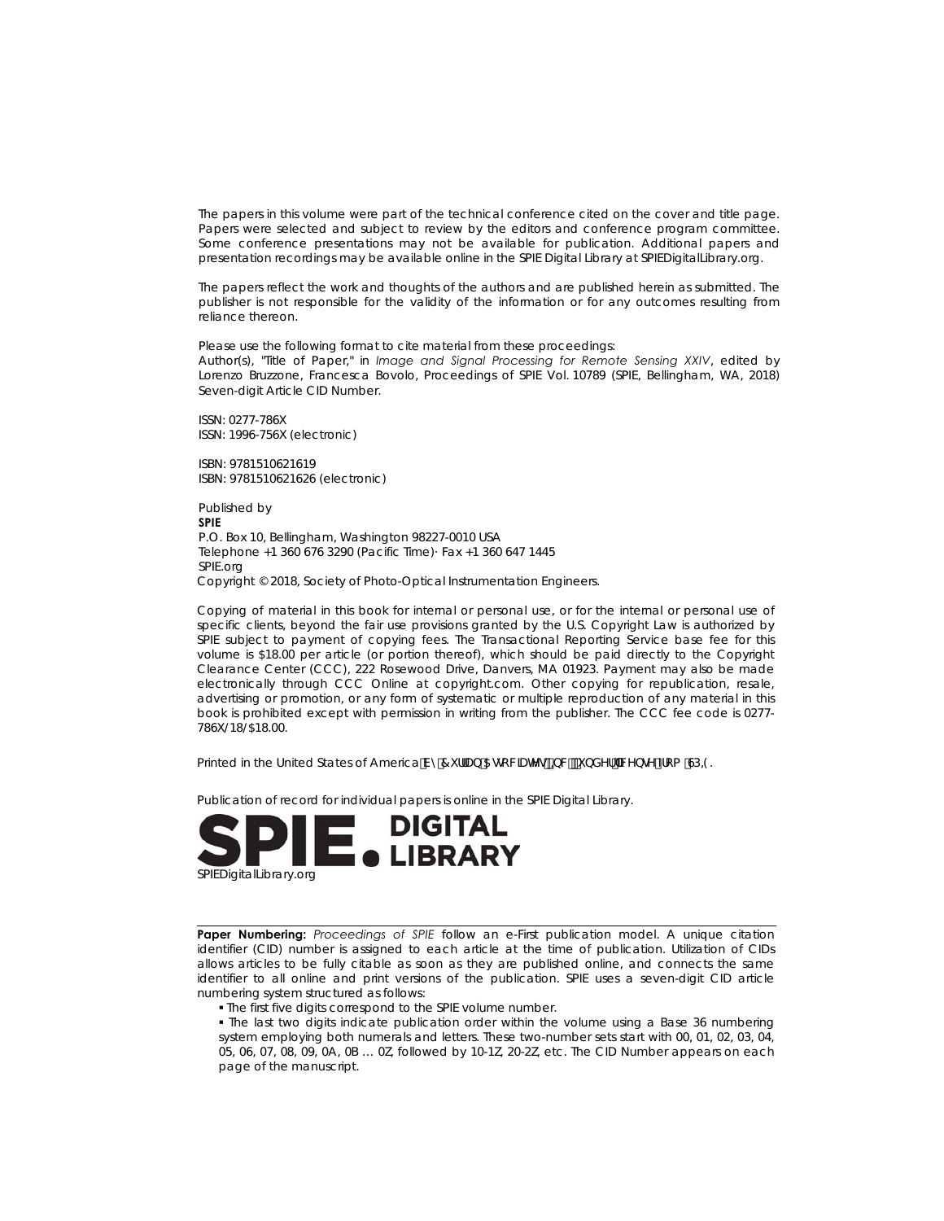The papers in this volume were part of the technical conference cited on the cover and title page. Papers were selected and subject to review by the editors and conference program committee. Some conference presentations may not be available for publication. Additional papers and presentation recordings may be available online in the SPIE Digital Library at SPIEDigitalLibrary.org.

The papers reflect the work and thoughts of the authors and are published herein as submitted. The publisher is not responsible for the validity of the information or for any outcomes resulting from reliance thereon.

Please use the following format to cite material from these proceedings:
Author(s), "Title of Paper," in *Image and Signal Processing for Remote Sensing XXIV*, edited by Lorenzo Bruzzone, Francesca Bovolo, Proceedings of SPIE Vol. 10789 (SPIE, Bellingham, WA, 2018) Seven-digit Article CID Number.

ISSN: 0277-786X
ISSN: 1996-756X (electronic)

ISBN: 9781510621619
ISBN: 9781510621626 (electronic)

Published by
**SPIE**
P.O. Box 10, Bellingham, Washington 98227-0010 USA
Telephone +1 360 676 3290 (Pacific Time)· Fax +1 360 647 1445
SPIE.org
Copyright © 2018, Society of Photo-Optical Instrumentation Engineers.

Copying of material in this book for internal or personal use, or for the internal or personal use of specific clients, beyond the fair use provisions granted by the U.S. Copyright Law is authorized by SPIE subject to payment of copying fees. The Transactional Reporting Service base fee for this volume is $18.00 per article (or portion thereof), which should be paid directly to the Copyright Clearance Center (CCC), 222 Rosewood Drive, Danvers, MA 01923. Payment may also be made electronically through CCC Online at copyright.com. Other copying for republication, resale, advertising or promotion, or any form of systematic or multiple reproduction of any material in this book is prohibited except with permission in writing from the publisher. The CCC fee code is 0277-786X/18/$18.00.

Printed in the United States of America by Curran Associates, Inc., under license from SPIE.

Publication of record for individual papers is online in the SPIE Digital Library.

SPIE. DIGITAL LIBRARY
SPIEDigitalLibrary.org

**Paper Numbering:** *Proceedings of SPIE* follow an e-First publication model. A unique citation identifier (CID) number is assigned to each article at the time of publication. Utilization of CIDs allows articles to be fully citable as soon as they are published online, and connects the same identifier to all online and print versions of the publication. SPIE uses a seven-digit CID article numbering system structured as follows:

- The first five digits correspond to the SPIE volume number.
- The last two digits indicate publication order within the volume using a Base 36 numbering system employing both numerals and letters. These two-number sets start with 00, 01, 02, 03, 04, 05, 06, 07, 08, 09, 0A, 0B … 0Z, followed by 10-1Z, 20-2Z, etc. The CID Number appears on each page of the manuscript.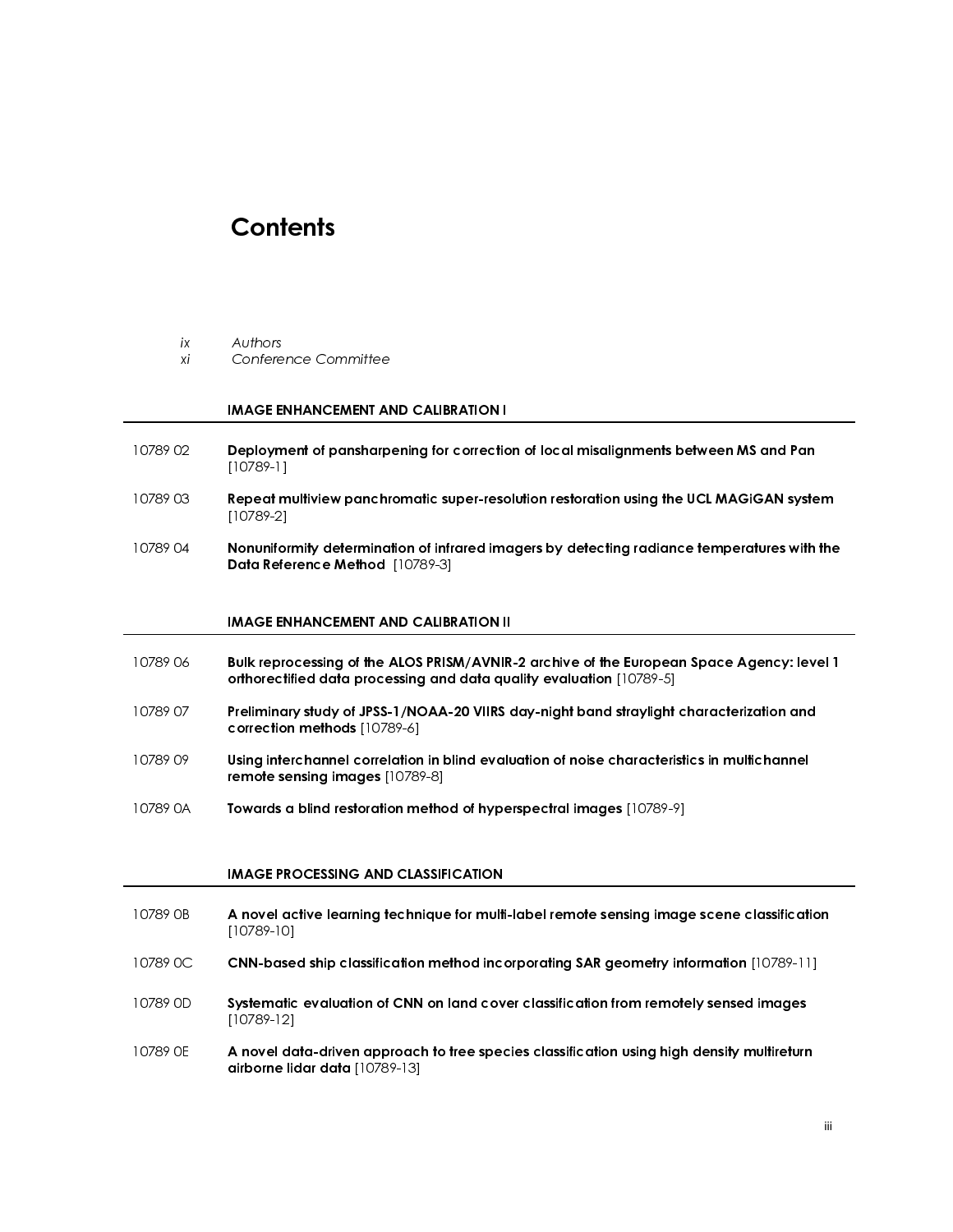# Contents

| | |
|---|---|
| *ix* | *Authors* |
| *xi* | *Conference Committee* |

## IMAGE ENHANCEMENT AND CALIBRATION I

| | |
|---|---|
| 10789 02 | **Deployment of pansharpening for correction of local misalignments between MS and Pan** [10789-1] |
| 10789 03 | **Repeat multiview panchromatic super-resolution restoration using the UCL MAGiGAN system** [10789-2] |
| 10789 04 | **Nonuniformity determination of infrared imagers by detecting radiance temperatures with the Data Reference Method** [10789-3] |

## IMAGE ENHANCEMENT AND CALIBRATION II

| | |
|---|---|
| 10789 06 | **Bulk reprocessing of the ALOS PRISM/AVNIR-2 archive of the European Space Agency: level 1 orthorectified data processing and data quality evaluation** [10789-5] |
| 10789 07 | **Preliminary study of JPSS-1/NOAA-20 VIIRS day-night band straylight characterization and correction methods** [10789-6] |
| 10789 09 | **Using interchannel correlation in blind evaluation of noise characteristics in multichannel remote sensing images** [10789-8] |
| 10789 0A | **Towards a blind restoration method of hyperspectral images** [10789-9] |

## IMAGE PROCESSING AND CLASSIFICATION

| | |
|---|---|
| 10789 0B | **A novel active learning technique for multi-label remote sensing image scene classification** [10789-10] |
| 10789 0C | **CNN-based ship classification method incorporating SAR geometry information** [10789-11] |
| 10789 0D | **Systematic evaluation of CNN on land cover classification from remotely sensed images** [10789-12] |
| 10789 0E | **A novel data-driven approach to tree species classification using high density multireturn airborne lidar data** [10789-13] |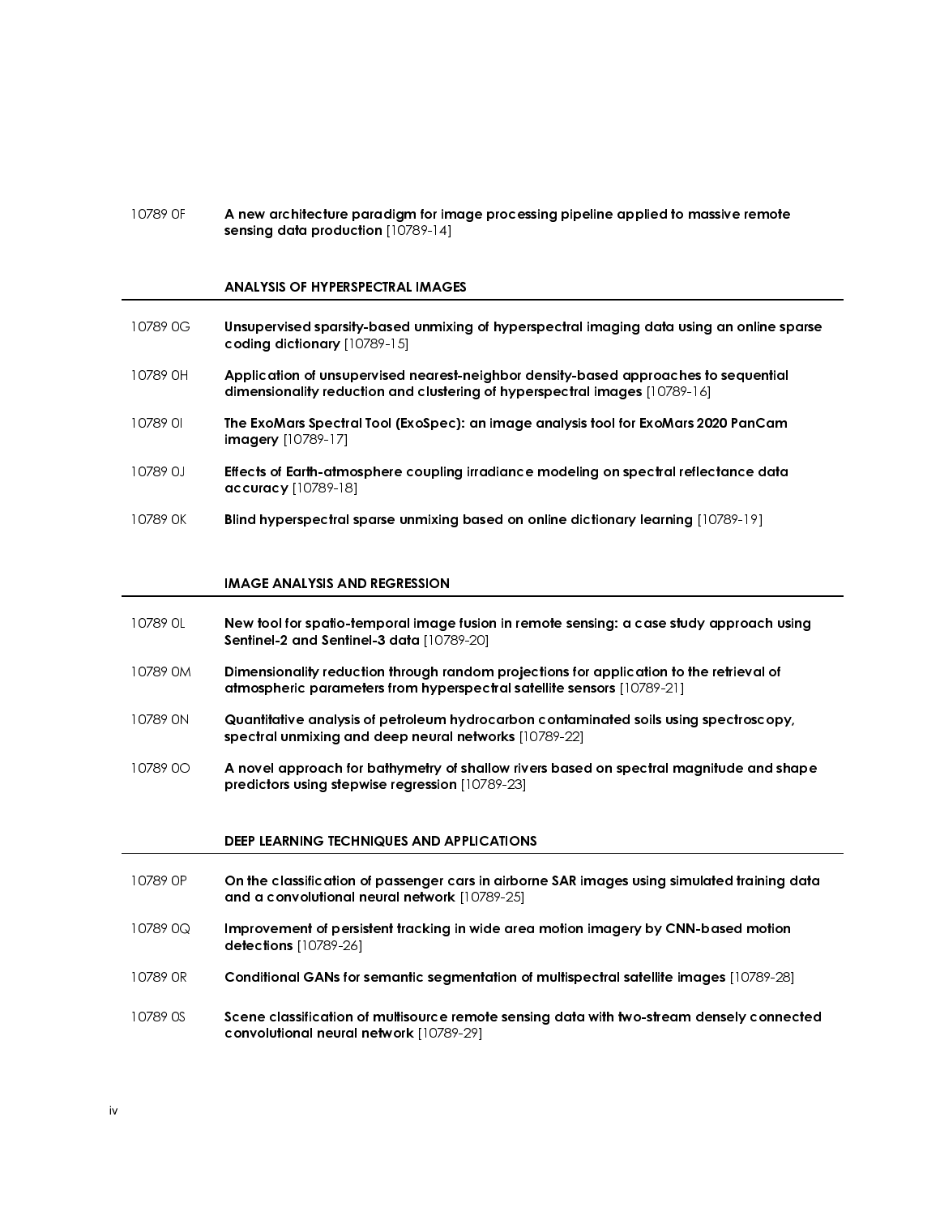10789 0F **A new architecture paradigm for image processing pipeline applied to massive remote sensing data production** [10789-14]

## ANALYSIS OF HYPERSPECTRAL IMAGES

10789 0G **Unsupervised sparsity-based unmixing of hyperspectral imaging data using an online sparse coding dictionary** [10789-15]

10789 0H **Application of unsupervised nearest-neighbor density-based approaches to sequential dimensionality reduction and clustering of hyperspectral images** [10789-16]

10789 0I **The ExoMars Spectral Tool (ExoSpec): an image analysis tool for ExoMars 2020 PanCam imagery** [10789-17]

10789 0J **Effects of Earth-atmosphere coupling irradiance modeling on spectral reflectance data accuracy** [10789-18]

10789 0K **Blind hyperspectral sparse unmixing based on online dictionary learning** [10789-19]

## IMAGE ANALYSIS AND REGRESSION

10789 0L **New tool for spatio-temporal image fusion in remote sensing: a case study approach using Sentinel-2 and Sentinel-3 data** [10789-20]

10789 0M **Dimensionality reduction through random projections for application to the retrieval of atmospheric parameters from hyperspectral satellite sensors** [10789-21]

10789 0N **Quantitative analysis of petroleum hydrocarbon contaminated soils using spectroscopy, spectral unmixing and deep neural networks** [10789-22]

10789 0O **A novel approach for bathymetry of shallow rivers based on spectral magnitude and shape predictors using stepwise regression** [10789-23]

## DEEP LEARNING TECHNIQUES AND APPLICATIONS

10789 0P **On the classification of passenger cars in airborne SAR images using simulated training data and a convolutional neural network** [10789-25]

10789 0Q **Improvement of persistent tracking in wide area motion imagery by CNN-based motion detections** [10789-26]

10789 0R **Conditional GANs for semantic segmentation of multispectral satellite images** [10789-28]

10789 0S **Scene classification of multisource remote sensing data with two-stream densely connected convolutional neural network** [10789-29]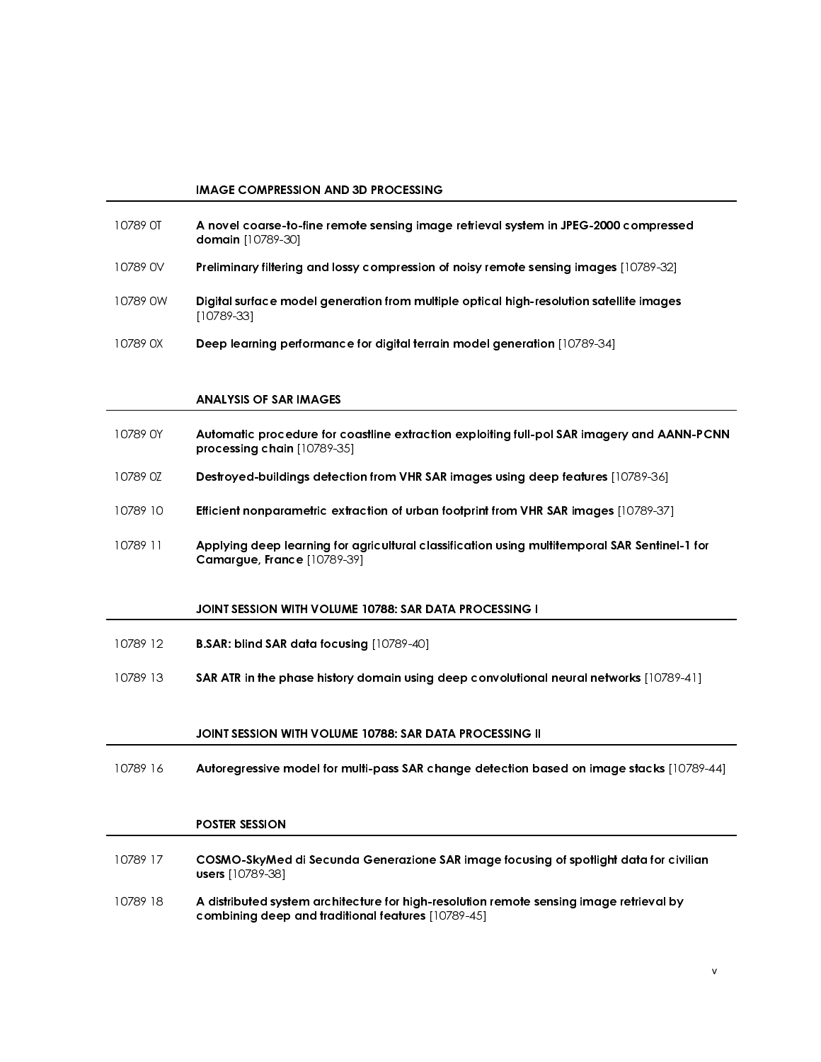## IMAGE COMPRESSION AND 3D PROCESSING

10789 0T **A novel coarse-to-fine remote sensing image retrieval system in JPEG-2000 compressed domain** [10789-30]

10789 0V **Preliminary filtering and lossy compression of noisy remote sensing images** [10789-32]

10789 0W **Digital surface model generation from multiple optical high-resolution satellite images** [10789-33]

10789 0X **Deep learning performance for digital terrain model generation** [10789-34]

## ANALYSIS OF SAR IMAGES

10789 0Y **Automatic procedure for coastline extraction exploiting full-pol SAR imagery and AANN-PCNN processing chain** [10789-35]

10789 0Z **Destroyed-buildings detection from VHR SAR images using deep features** [10789-36]

10789 10 **Efficient nonparametric extraction of urban footprint from VHR SAR images** [10789-37]

10789 11 **Applying deep learning for agricultural classification using multitemporal SAR Sentinel-1 for Camargue, France** [10789-39]

## JOINT SESSION WITH VOLUME 10788: SAR DATA PROCESSING I

10789 12 **B.SAR: blind SAR data focusing** [10789-40]

10789 13 **SAR ATR in the phase history domain using deep convolutional neural networks** [10789-41]

## JOINT SESSION WITH VOLUME 10788: SAR DATA PROCESSING II

10789 16 **Autoregressive model for multi-pass SAR change detection based on image stacks** [10789-44]

## POSTER SESSION

10789 17 **COSMO-SkyMed di Secunda Generazione SAR image focusing of spotlight data for civilian users** [10789-38]

10789 18 **A distributed system architecture for high-resolution remote sensing image retrieval by combining deep and traditional features** [10789-45]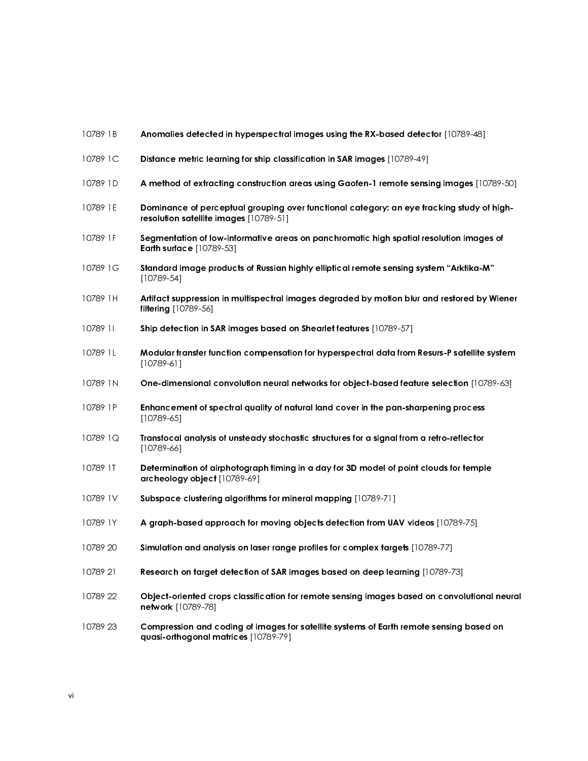10789 1B **Anomalies detected in hyperspectral images using the RX-based detector** [10789-48]

10789 1C **Distance metric learning for ship classification in SAR images** [10789-49]

10789 1D **A method of extracting construction areas using Gaofen-1 remote sensing images** [10789-50]

10789 1E **Dominance of perceptual grouping over functional category: an eye tracking study of high-resolution satellite images** [10789-51]

10789 1F **Segmentation of low-informative areas on panchromatic high spatial resolution images of Earth surface** [10789-53]

10789 1G **Standard image products of Russian highly elliptical remote sensing system “Arktika-M”** [10789-54]

10789 1H **Artifact suppression in multispectral images degraded by motion blur and restored by Wiener filtering** [10789-56]

10789 1I **Ship detection in SAR images based on Shearlet features** [10789-57]

10789 1L **Modular transfer function compensation for hyperspectral data from Resurs-P satellite system** [10789-61]

10789 1N **One-dimensional convolution neural networks for object-based feature selection** [10789-63]

10789 1P **Enhancement of spectral quality of natural land cover in the pan-sharpening process** [10789-65]

10789 1Q **Transfocal analysis of unsteady stochastic structures for a signal from a retro-reflector** [10789-66]

10789 1T **Determination of airphotograph timing in a day for 3D model of point clouds for temple archeology object** [10789-69]

10789 1V **Subspace clustering algorithms for mineral mapping** [10789-71]

10789 1Y **A graph-based approach for moving objects detection from UAV videos** [10789-75]

10789 20 **Simulation and analysis on laser range profiles for complex targets** [10789-77]

10789 21 **Research on target detection of SAR images based on deep learning** [10789-73]

10789 22 **Object-oriented crops classification for remote sensing images based on convolutional neural network** [10789-78]

10789 23 **Compression and coding of images for satellite systems of Earth remote sensing based on quasi-orthogonal matrices** [10789-79]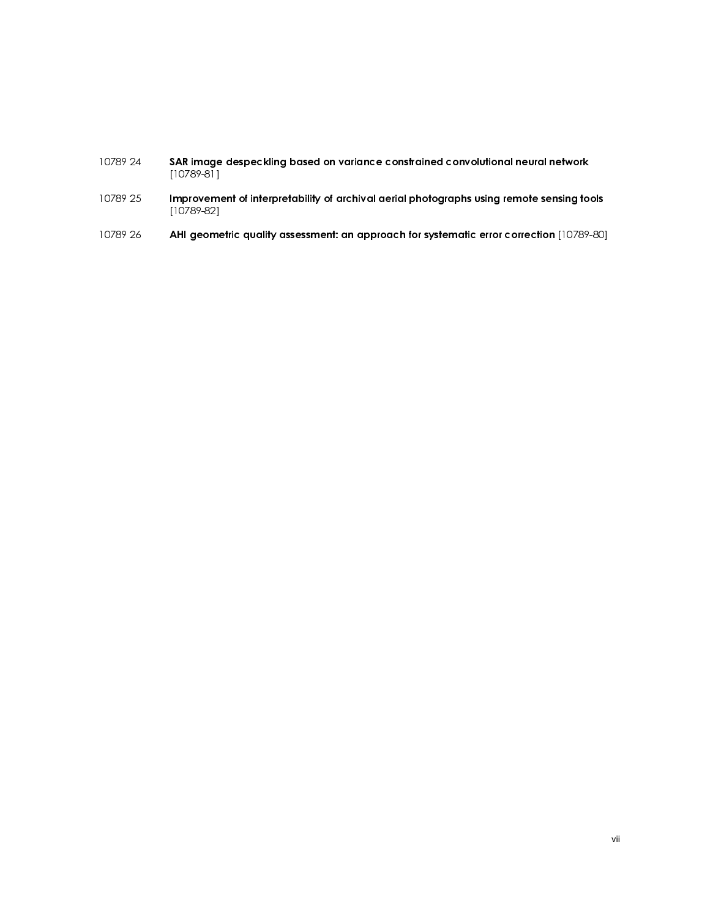10789 24 **SAR image despeckling based on variance constrained convolutional neural network** [10789-81]

10789 25 **Improvement of interpretability of archival aerial photographs using remote sensing tools** [10789-82]

10789 26 **AHI geometric quality assessment: an approach for systematic error correction** [10789-80]